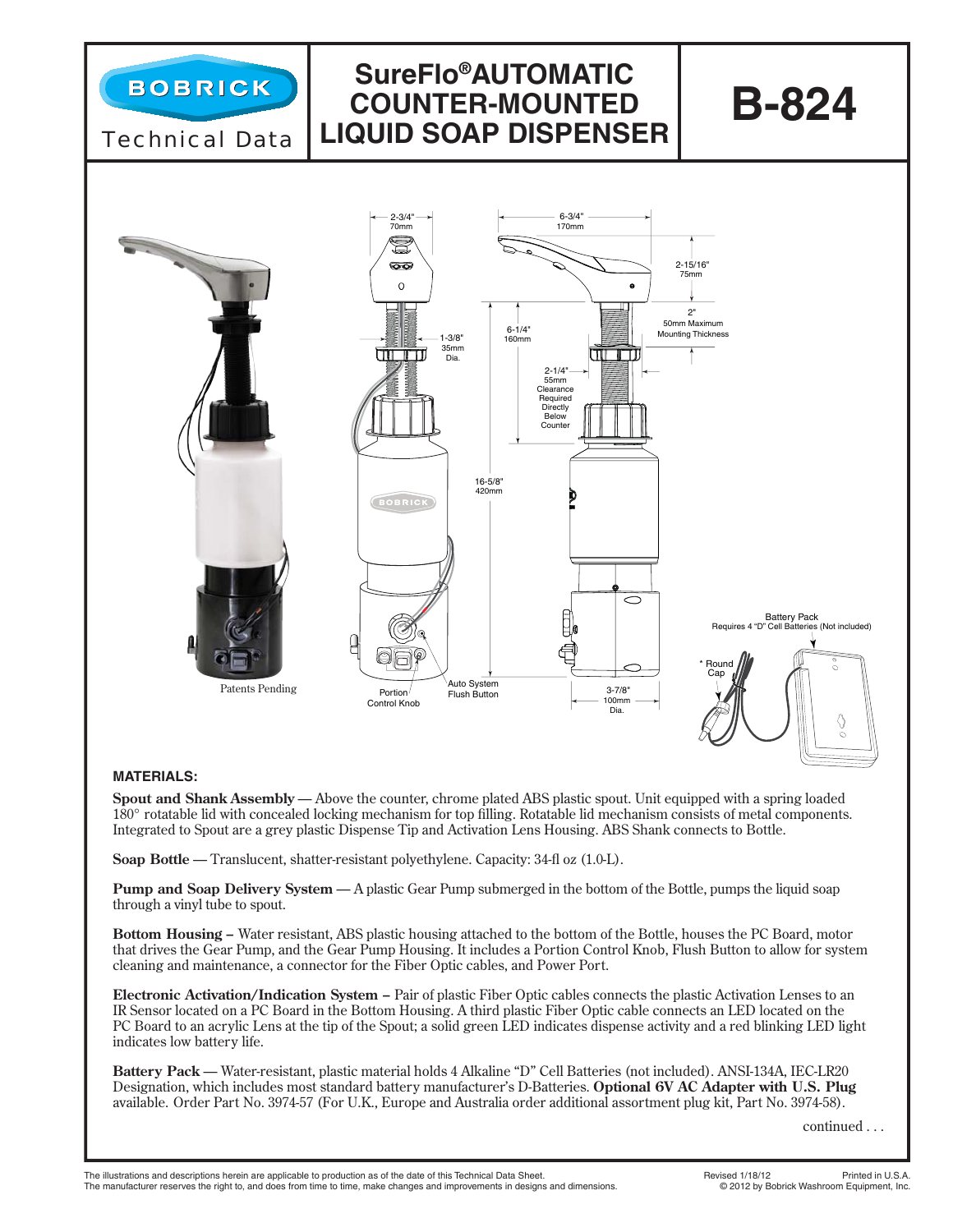# BOBRICK Technical Data

# SureFlo® AUTOMATIC COUNTER-MOUNTED LIQUID SOAP DISPENSER

# B-824

2-3/4" 70mm

6-3/4" 170mm

2-15/16" 75mm

2" 50mm Maximum Mounting Thickness

1-3/8" 35mm Dia.

6-1/4" 160mm

2-1/4" 55mm Clearance Required Directly Below Counter

16-5/8" 420mm

Battery Pack Requires 4 "D" Cell Batteries (Not included)

* Round Cap

Patents Pending

Portion Control Knob

Auto System Flush Button

3-7/8" 100mm Dia.

### MATERIALS:

**Spout and Shank Assembly —** Above the counter, chrome plated ABS plastic spout. Unit equipped with a spring loaded 180° rotatable lid with concealed locking mechanism for top filling. Rotatable lid mechanism consists of metal components. Integrated to Spout are a grey plastic Dispense Tip and Activation Lens Housing. ABS Shank connects to Bottle.

**Soap Bottle —** Translucent, shatter-resistant polyethylene. Capacity: 34-fl oz (1.0-L).

**Pump and Soap Delivery System —** A plastic Gear Pump submerged in the bottom of the Bottle, pumps the liquid soap through a vinyl tube to spout.

**Bottom Housing –** Water resistant, ABS plastic housing attached to the bottom of the Bottle, houses the PC Board, motor that drives the Gear Pump, and the Gear Pump Housing. It includes a Portion Control Knob, Flush Button to allow for system cleaning and maintenance, a connector for the Fiber Optic cables, and Power Port.

**Electronic Activation/Indication System –** Pair of plastic Fiber Optic cables connects the plastic Activation Lenses to an IR Sensor located on a PC Board in the Bottom Housing. A third plastic Fiber Optic cable connects an LED located on the PC Board to an acrylic Lens at the tip of the Spout; a solid green LED indicates dispense activity and a red blinking LED light indicates low battery life.

**Battery Pack —** Water-resistant, plastic material holds 4 Alkaline "D" Cell Batteries (not included). ANSI-134A, IEC-LR20 Designation, which includes most standard battery manufacturer's D-Batteries. **Optional 6V AC Adapter with U.S. Plug** available. Order Part No. 3974-57 (For U.K., Europe and Australia order additional assortment plug kit, Part No. 3974-58).

continued . . .

The illustrations and descriptions herein are applicable to production as of the date of this Technical Data Sheet. The manufacturer reserves the right to, and does from time to time, make changes and improvements in designs and dimensions.

Revised 1/18/12 Printed in U.S.A. © 2012 by Bobrick Washroom Equipment, Inc.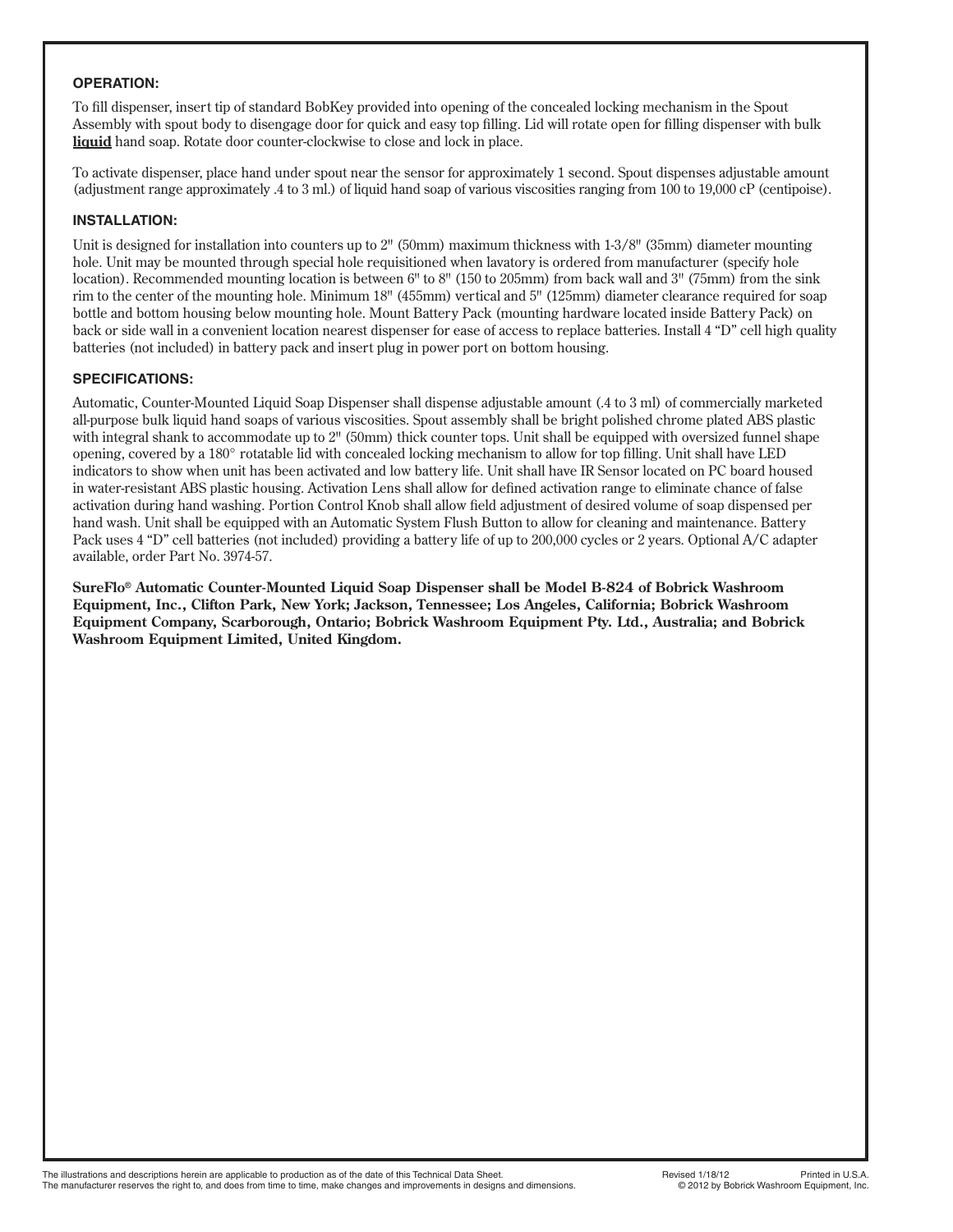### OPERATION:

To fill dispenser, insert tip of standard BobKey provided into opening of the concealed locking mechanism in the Spout Assembly with spout body to disengage door for quick and easy top filling. Lid will rotate open for filling dispenser with bulk **liquid** hand soap. Rotate door counter-clockwise to close and lock in place.

To activate dispenser, place hand under spout near the sensor for approximately 1 second. Spout dispenses adjustable amount (adjustment range approximately .4 to 3 ml.) of liquid hand soap of various viscosities ranging from 100 to 19,000 cP (centipoise).

### INSTALLATION:

Unit is designed for installation into counters up to 2" (50mm) maximum thickness with 1-3/8" (35mm) diameter mounting hole. Unit may be mounted through special hole requisitioned when lavatory is ordered from manufacturer (specify hole location). Recommended mounting location is between 6" to 8" (150 to 205mm) from back wall and 3" (75mm) from the sink rim to the center of the mounting hole. Minimum 18" (455mm) vertical and 5" (125mm) diameter clearance required for soap bottle and bottom housing below mounting hole. Mount Battery Pack (mounting hardware located inside Battery Pack) on back or side wall in a convenient location nearest dispenser for ease of access to replace batteries. Install 4 "D" cell high quality batteries (not included) in battery pack and insert plug in power port on bottom housing.

### SPECIFICATIONS:

Automatic, Counter-Mounted Liquid Soap Dispenser shall dispense adjustable amount (.4 to 3 ml) of commercially marketed all-purpose bulk liquid hand soaps of various viscosities. Spout assembly shall be bright polished chrome plated ABS plastic with integral shank to accommodate up to 2" (50mm) thick counter tops. Unit shall be equipped with oversized funnel shape opening, covered by a 180° rotatable lid with concealed locking mechanism to allow for top filling. Unit shall have LED indicators to show when unit has been activated and low battery life. Unit shall have IR Sensor located on PC board housed in water-resistant ABS plastic housing. Activation Lens shall allow for defined activation range to eliminate chance of false activation during hand washing. Portion Control Knob shall allow field adjustment of desired volume of soap dispensed per hand wash. Unit shall be equipped with an Automatic System Flush Button to allow for cleaning and maintenance. Battery Pack uses 4 "D" cell batteries (not included) providing a battery life of up to 200,000 cycles or 2 years. Optional A/C adapter available, order Part No. 3974-57.

**SureFlo® Automatic Counter-Mounted Liquid Soap Dispenser shall be Model B-824 of Bobrick Washroom Equipment, Inc., Clifton Park, New York; Jackson, Tennessee; Los Angeles, California; Bobrick Washroom Equipment Company, Scarborough, Ontario; Bobrick Washroom Equipment Pty. Ltd., Australia; and Bobrick Washroom Equipment Limited, United Kingdom.**

The illustrations and descriptions herein are applicable to production as of the date of this Technical Data Sheet.
The manufacturer reserves the right to, and does from time to time, make changes and improvements in designs and dimensions.

Revised 1/18/12 Printed in U.S.A.
© 2012 by Bobrick Washroom Equipment, Inc.